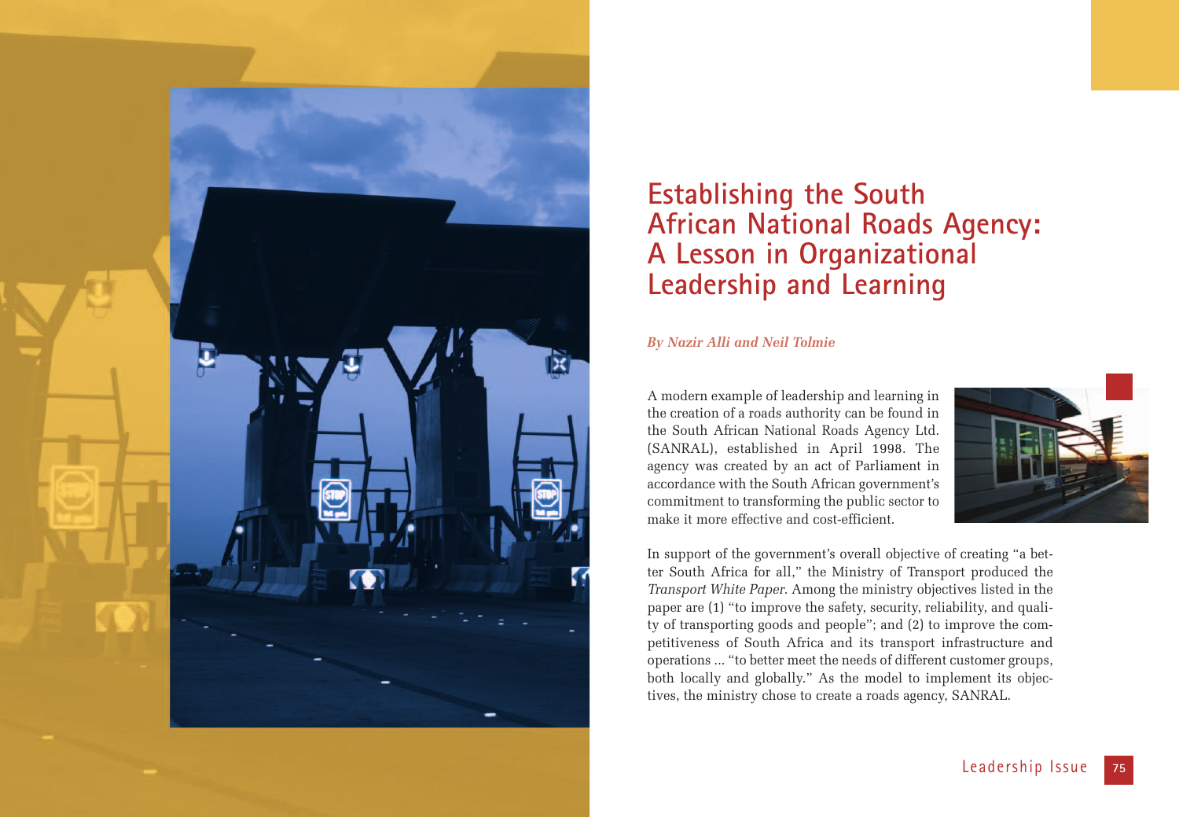# Establishing the South African National Roads Agency: A Lesson in Organizational Leadership and Learning

*By Nazir Alli and Neil Tolmie*

A modern example of leadership and learning in the creation of a roads authority can be found in the South African National Roads Agency Ltd. (SANRAL), established in April 1998. The agency was created by an act of Parliament in accordance with the South African government's commitment to transforming the public sector to make it more effective and cost-efficient.

In support of the government's overall objective of creating "a better South Africa for all," the Ministry of Transport produced the *Transport White Paper*. Among the ministry objectives listed in the paper are (1) "to improve the safety, security, reliability, and quality of transporting goods and people"; and (2) to improve the competitiveness of South Africa and its transport infrastructure and operations ... "to better meet the needs of different customer groups, both locally and globally." As the model to implement its objectives, the ministry chose to create a roads agency, SANRAL.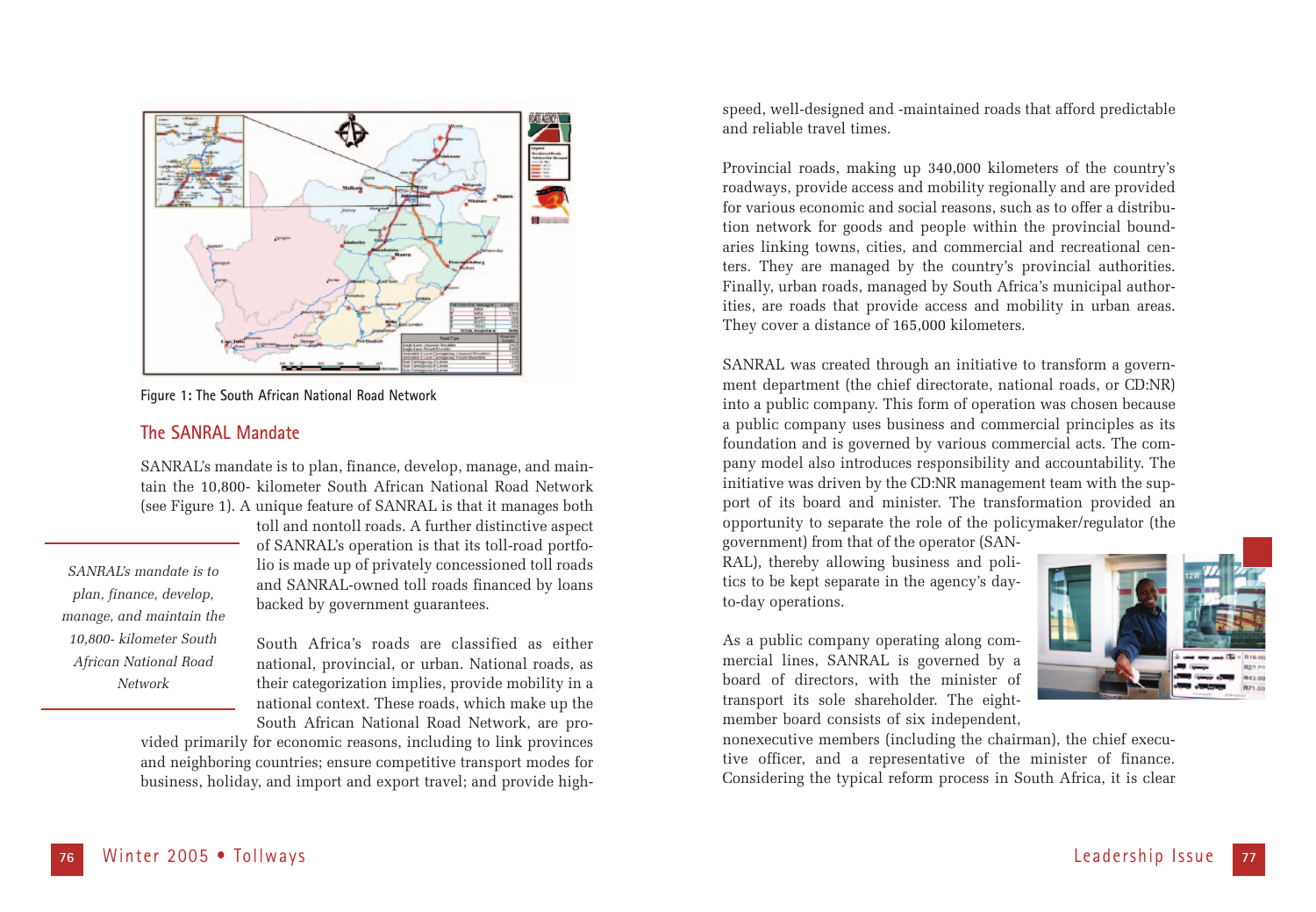Figure 1: The South African National Road Network

## The SANRAL Mandate

SANRAL's mandate is to plan, finance, develop, manage, and maintain the 10,800- kilometer South African National Road Network (see Figure 1). A unique feature of SANRAL is that it manages both toll and nontoll roads. A further distinctive aspect of SANRAL's operation is that its toll-road portfolio is made up of privately concessioned toll roads and SANRAL-owned toll roads financed by loans backed by government guarantees.

*SANRAL's mandate is to plan, finance, develop, manage, and maintain the 10,800- kilometer South African National Road Network*

South Africa's roads are classified as either national, provincial, or urban. National roads, as their categorization implies, provide mobility in a national context. These roads, which make up the South African National Road Network, are provided primarily for economic reasons, including to link provinces and neighboring countries; ensure competitive transport modes for business, holiday, and import and export travel; and provide high-speed, well-designed and -maintained roads that afford predictable and reliable travel times.

Provincial roads, making up 340,000 kilometers of the country's roadways, provide access and mobility regionally and are provided for various economic and social reasons, such as to offer a distribution network for goods and people within the provincial boundaries linking towns, cities, and commercial and recreational centers. They are managed by the country's provincial authorities. Finally, urban roads, managed by South Africa's municipal authorities, are roads that provide access and mobility in urban areas. They cover a distance of 165,000 kilometers.

SANRAL was created through an initiative to transform a government department (the chief directorate, national roads, or CD:NR) into a public company. This form of operation was chosen because a public company uses business and commercial principles as its foundation and is governed by various commercial acts. The company model also introduces responsibility and accountability. The initiative was driven by the CD:NR management team with the support of its board and minister. The transformation provided an opportunity to separate the role of the policymaker/regulator (the government) from that of the operator (SANRAL), thereby allowing business and politics to be kept separate in the agency's day-to-day operations.

As a public company operating along commercial lines, SANRAL is governed by a board of directors, with the minister of transport its sole shareholder. The eight-member board consists of six independent, nonexecutive members (including the chairman), the chief executive officer, and a representative of the minister of finance. Considering the typical reform process in South Africa, it is clear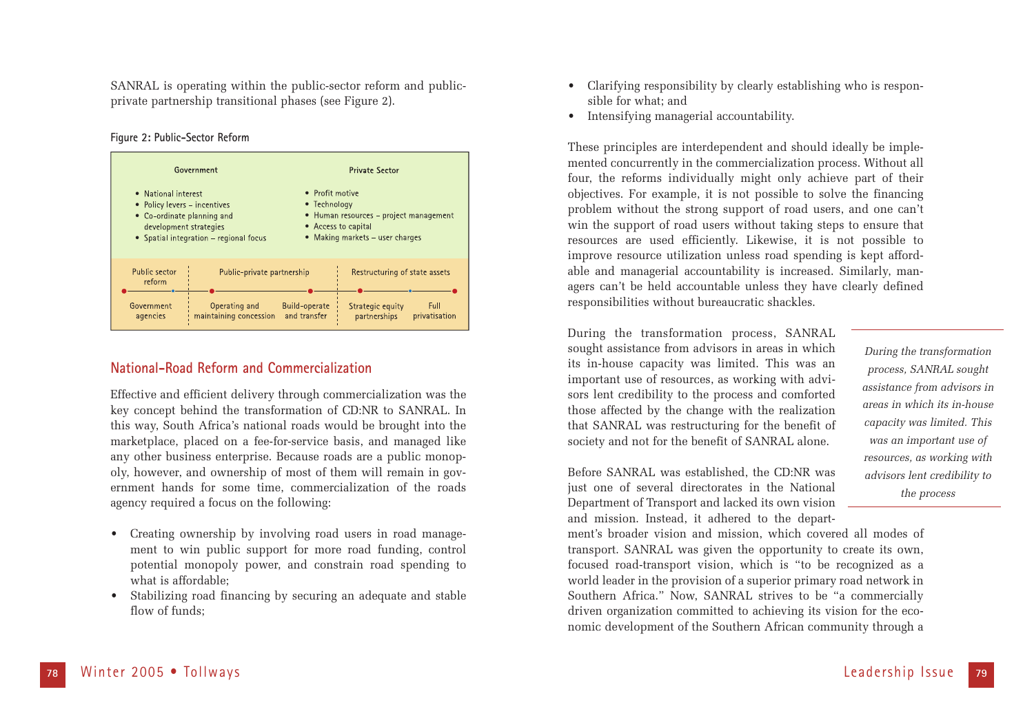SANRAL is operating within the public-sector reform and public-private partnership transitional phases (see Figure 2).

**Figure 2: Public-Sector Reform**

| Government | Private Sector |
|---|---|
| • National interest<br>• Policy levers – incentives<br>• Co-ordinate planning and development strategies<br>• Spatial integration – regional focus | • Profit motive<br>• Technology<br>• Human resources – project management<br>• Access to capital<br>• Making markets – user charges |

| Public sector reform | Public-private partnership | | Restructuring of state assets | |
|---|---|---|---|---|
| Government agencies | Operating and maintaining concession | Build-operate and transfer | Strategic equity partnerships | Full privatisation |

## National-Road Reform and Commercialization

Effective and efficient delivery through commercialization was the key concept behind the transformation of CD:NR to SANRAL. In this way, South Africa's national roads would be brought into the marketplace, placed on a fee-for-service basis, and managed like any other business enterprise. Because roads are a public monopoly, however, and ownership of most of them will remain in government hands for some time, commercialization of the roads agency required a focus on the following:

- Creating ownership by involving road users in road management to win public support for more road funding, control potential monopoly power, and constrain road spending to what is affordable;
- Stabilizing road financing by securing an adequate and stable flow of funds;
- Clarifying responsibility by clearly establishing who is responsible for what; and
- Intensifying managerial accountability.

These principles are interdependent and should ideally be implemented concurrently in the commercialization process. Without all four, the reforms individually might only achieve part of their objectives. For example, it is not possible to solve the financing problem without the strong support of road users, and one can't win the support of road users without taking steps to ensure that resources are used efficiently. Likewise, it is not possible to improve resource utilization unless road spending is kept affordable and managerial accountability is increased. Similarly, managers can't be held accountable unless they have clearly defined responsibilities without bureaucratic shackles.

During the transformation process, SANRAL sought assistance from advisors in areas in which its in-house capacity was limited. This was an important use of resources, as working with advisors lent credibility to the process and comforted those affected by the change with the realization that SANRAL was restructuring for the benefit of society and not for the benefit of SANRAL alone.

*During the transformation process, SANRAL sought assistance from advisors in areas in which its in-house capacity was limited. This was an important use of resources, as working with advisors lent credibility to the process*

Before SANRAL was established, the CD:NR was just one of several directorates in the National Department of Transport and lacked its own vision and mission. Instead, it adhered to the department's broader vision and mission, which covered all modes of transport. SANRAL was given the opportunity to create its own, focused road-transport vision, which is "to be recognized as a world leader in the provision of a superior primary road network in Southern Africa." Now, SANRAL strives to be "a commercially driven organization committed to achieving its vision for the economic development of the Southern African community through a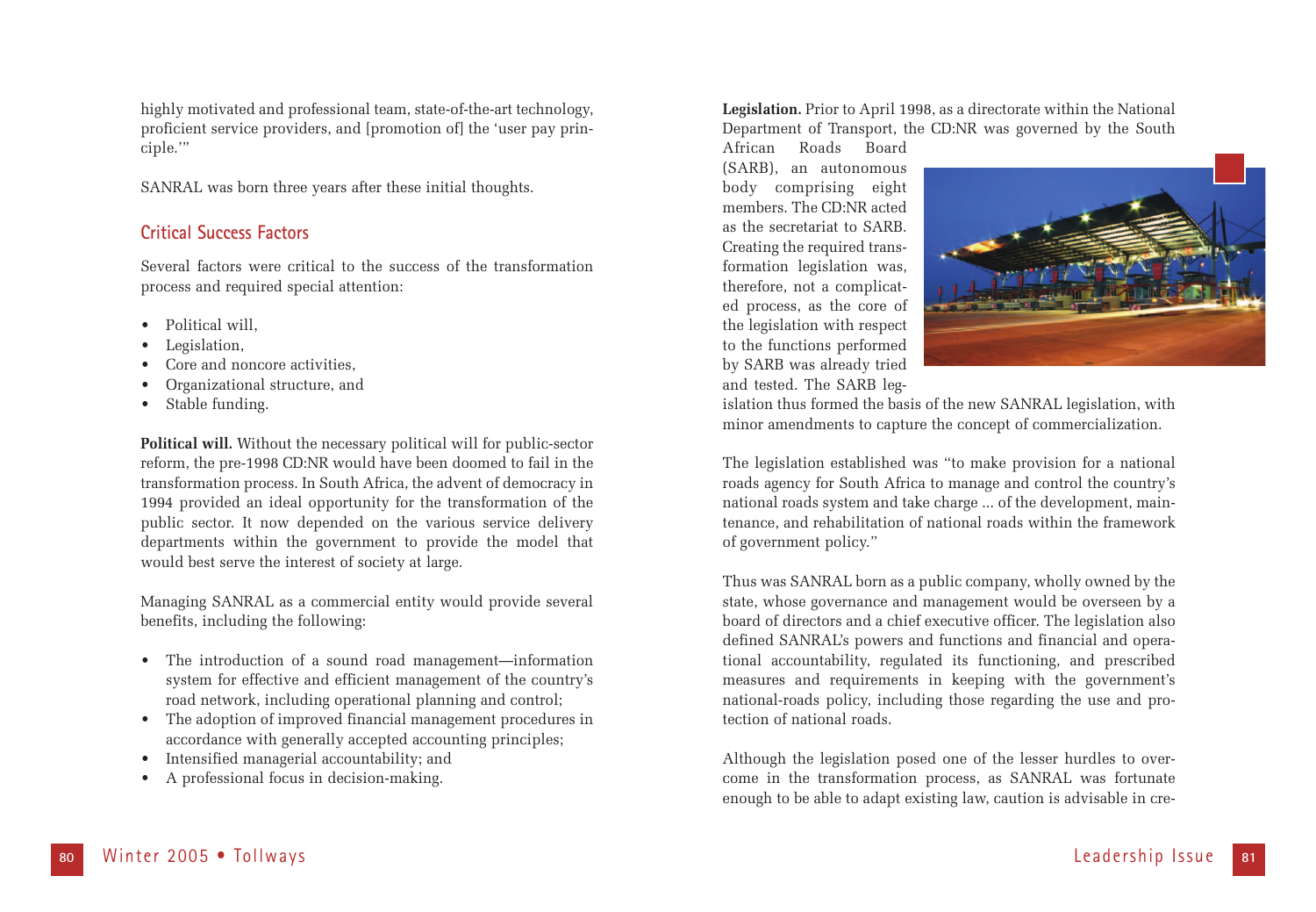highly motivated and professional team, state-of-the-art technology, proficient service providers, and [promotion of] the 'user pay principle.'"

SANRAL was born three years after these initial thoughts.

## Critical Success Factors

Several factors were critical to the success of the transformation process and required special attention:

- Political will,
- Legislation,
- Core and noncore activities,
- Organizational structure, and
- Stable funding.

**Political will.** Without the necessary political will for public-sector reform, the pre-1998 CD:NR would have been doomed to fail in the transformation process. In South Africa, the advent of democracy in 1994 provided an ideal opportunity for the transformation of the public sector. It now depended on the various service delivery departments within the government to provide the model that would best serve the interest of society at large.

Managing SANRAL as a commercial entity would provide several benefits, including the following:

- The introduction of a sound road management—information system for effective and efficient management of the country's road network, including operational planning and control;
- The adoption of improved financial management procedures in accordance with generally accepted accounting principles;
- Intensified managerial accountability; and
- A professional focus in decision-making.

**Legislation.** Prior to April 1998, as a directorate within the National Department of Transport, the CD:NR was governed by the South African Roads Board (SARB), an autonomous body comprising eight members. The CD:NR acted as the secretariat to SARB. Creating the required transformation legislation was, therefore, not a complicated process, as the core of the legislation with respect to the functions performed by SARB was already tried and tested. The SARB legislation thus formed the basis of the new SANRAL legislation, with minor amendments to capture the concept of commercialization.

The legislation established was "to make provision for a national roads agency for South Africa to manage and control the country's national roads system and take charge ... of the development, maintenance, and rehabilitation of national roads within the framework of government policy."

Thus was SANRAL born as a public company, wholly owned by the state, whose governance and management would be overseen by a board of directors and a chief executive officer. The legislation also defined SANRAL's powers and functions and financial and operational accountability, regulated its functioning, and prescribed measures and requirements in keeping with the government's national-roads policy, including those regarding the use and protection of national roads.

Although the legislation posed one of the lesser hurdles to overcome in the transformation process, as SANRAL was fortunate enough to be able to adapt existing law, caution is advisable in cre-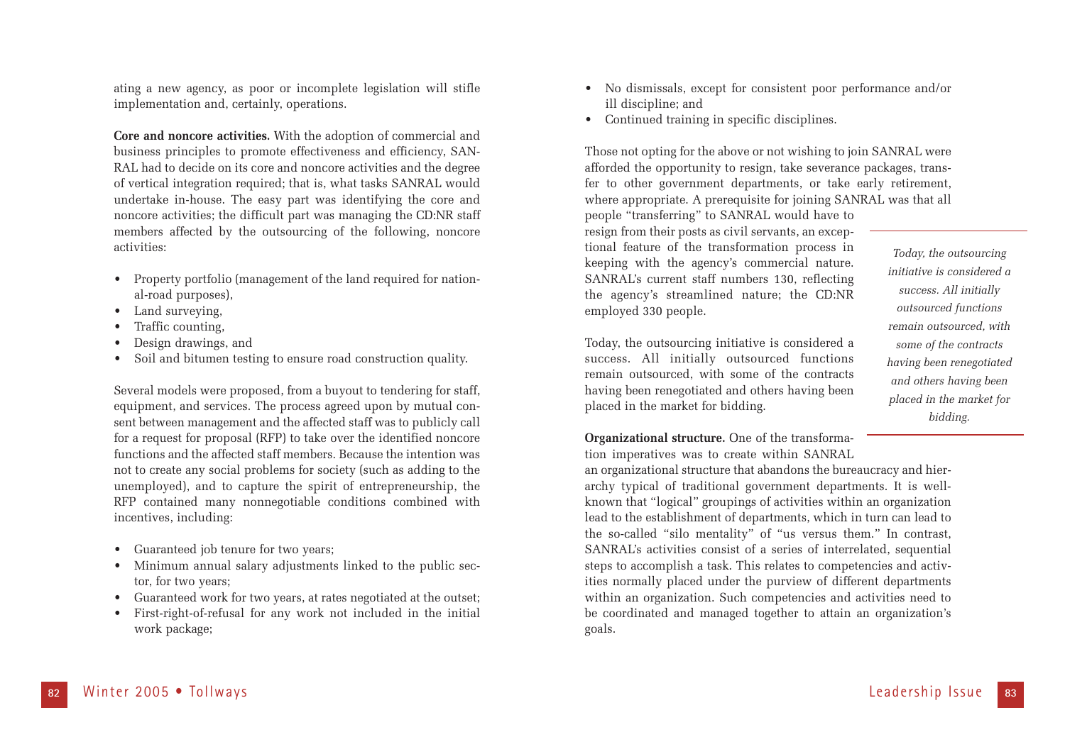ating a new agency, as poor or incomplete legislation will stifle implementation and, certainly, operations.

**Core and noncore activities.** With the adoption of commercial and business principles to promote effectiveness and efficiency, SANRAL had to decide on its core and noncore activities and the degree of vertical integration required; that is, what tasks SANRAL would undertake in-house. The easy part was identifying the core and noncore activities; the difficult part was managing the CD:NR staff members affected by the outsourcing of the following, noncore activities:

- Property portfolio (management of the land required for national-road purposes),
- Land surveying,
- Traffic counting,
- Design drawings, and
- Soil and bitumen testing to ensure road construction quality.

Several models were proposed, from a buyout to tendering for staff, equipment, and services. The process agreed upon by mutual consent between management and the affected staff was to publicly call for a request for proposal (RFP) to take over the identified noncore functions and the affected staff members. Because the intention was not to create any social problems for society (such as adding to the unemployed), and to capture the spirit of entrepreneurship, the RFP contained many nonnegotiable conditions combined with incentives, including:

- Guaranteed job tenure for two years;
- Minimum annual salary adjustments linked to the public sector, for two years;
- Guaranteed work for two years, at rates negotiated at the outset;
- First-right-of-refusal for any work not included in the initial work package;
- No dismissals, except for consistent poor performance and/or ill discipline; and
- Continued training in specific disciplines.

Those not opting for the above or not wishing to join SANRAL were afforded the opportunity to resign, take severance packages, transfer to other government departments, or take early retirement, where appropriate. A prerequisite for joining SANRAL was that all people "transferring" to SANRAL would have to resign from their posts as civil servants, an exceptional feature of the transformation process in keeping with the agency's commercial nature. SANRAL's current staff numbers 130, reflecting the agency's streamlined nature; the CD:NR employed 330 people.

Today, the outsourcing initiative is considered a success. All initially outsourced functions remain outsourced, with some of the contracts having been renegotiated and others having been placed in the market for bidding.

*Today, the outsourcing initiative is considered a success. All initially outsourced functions remain outsourced, with some of the contracts having been renegotiated and others having been placed in the market for bidding.*

**Organizational structure.** One of the transformation imperatives was to create within SANRAL an organizational structure that abandons the bureaucracy and hierarchy typical of traditional government departments. It is well-known that "logical" groupings of activities within an organization lead to the establishment of departments, which in turn can lead to the so-called "silo mentality" of "us versus them." In contrast, SANRAL's activities consist of a series of interrelated, sequential steps to accomplish a task. This relates to competencies and activities normally placed under the purview of different departments within an organization. Such competencies and activities need to be coordinated and managed together to attain an organization's goals.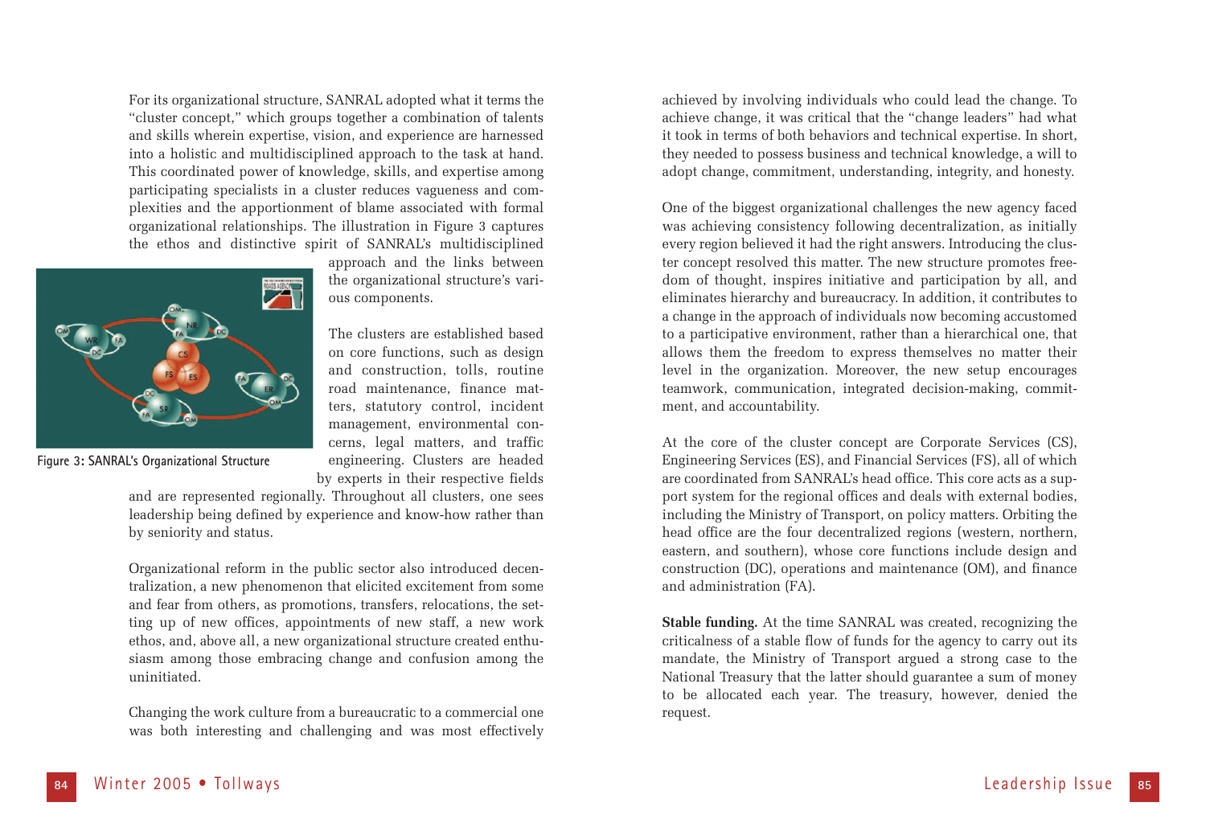For its organizational structure, SANRAL adopted what it terms the "cluster concept," which groups together a combination of talents and skills wherein expertise, vision, and experience are harnessed into a holistic and multidisciplined approach to the task at hand. This coordinated power of knowledge, skills, and expertise among participating specialists in a cluster reduces vagueness and complexities and the apportionment of blame associated with formal organizational relationships. The illustration in Figure 3 captures the ethos and distinctive spirit of SANRAL's multidisciplined approach and the links between the organizational structure's various components.

Figure 3: SANRAL's Organizational Structure

The clusters are established based on core functions, such as design and construction, tolls, routine road maintenance, finance matters, statutory control, incident management, environmental concerns, legal matters, and traffic engineering. Clusters are headed by experts in their respective fields and are represented regionally. Throughout all clusters, one sees leadership being defined by experience and know-how rather than by seniority and status.

Organizational reform in the public sector also introduced decentralization, a new phenomenon that elicited excitement from some and fear from others, as promotions, transfers, relocations, the setting up of new offices, appointments of new staff, a new work ethos, and, above all, a new organizational structure created enthusiasm among those embracing change and confusion among the uninitiated.

Changing the work culture from a bureaucratic to a commercial one was both interesting and challenging and was most effectively achieved by involving individuals who could lead the change. To achieve change, it was critical that the "change leaders" had what it took in terms of both behaviors and technical expertise. In short, they needed to possess business and technical knowledge, a will to adopt change, commitment, understanding, integrity, and honesty.

One of the biggest organizational challenges the new agency faced was achieving consistency following decentralization, as initially every region believed it had the right answers. Introducing the cluster concept resolved this matter. The new structure promotes freedom of thought, inspires initiative and participation by all, and eliminates hierarchy and bureaucracy. In addition, it contributes to a change in the approach of individuals now becoming accustomed to a participative environment, rather than a hierarchical one, that allows them the freedom to express themselves no matter their level in the organization. Moreover, the new setup encourages teamwork, communication, integrated decision-making, commitment, and accountability.

At the core of the cluster concept are Corporate Services (CS), Engineering Services (ES), and Financial Services (FS), all of which are coordinated from SANRAL's head office. This core acts as a support system for the regional offices and deals with external bodies, including the Ministry of Transport, on policy matters. Orbiting the head office are the four decentralized regions (western, northern, eastern, and southern), whose core functions include design and construction (DC), operations and maintenance (OM), and finance and administration (FA).

**Stable funding.** At the time SANRAL was created, recognizing the criticalness of a stable flow of funds for the agency to carry out its mandate, the Ministry of Transport argued a strong case to the National Treasury that the latter should guarantee a sum of money to be allocated each year. The treasury, however, denied the request.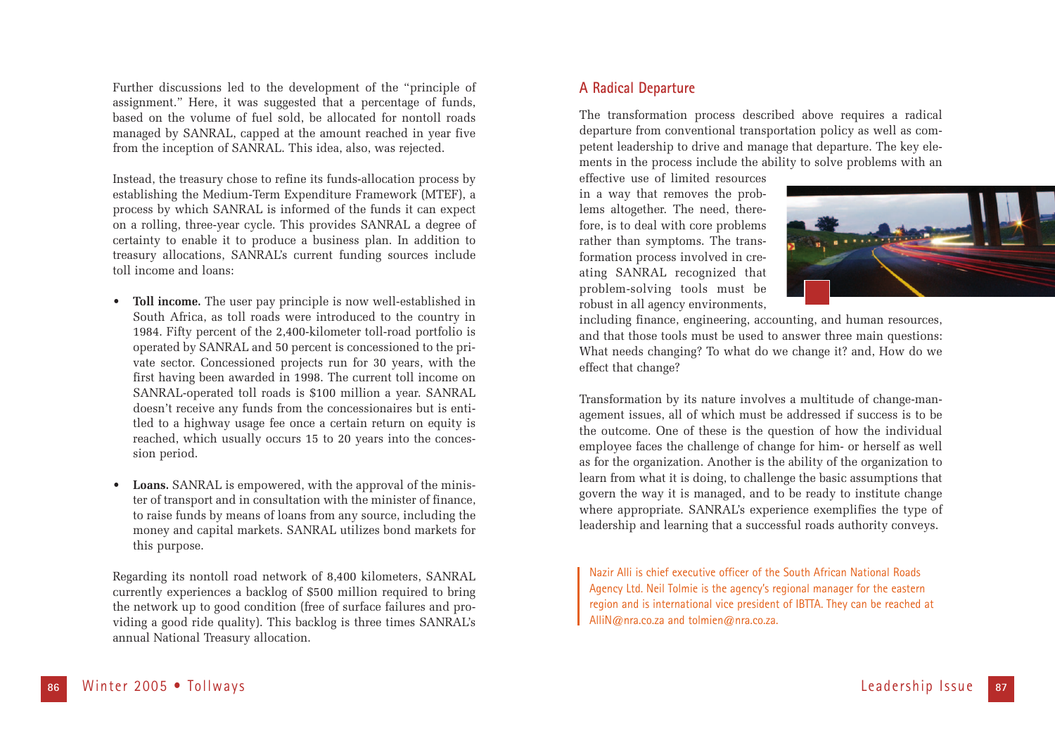Further discussions led to the development of the "principle of assignment." Here, it was suggested that a percentage of funds, based on the volume of fuel sold, be allocated for nontoll roads managed by SANRAL, capped at the amount reached in year five from the inception of SANRAL. This idea, also, was rejected.

Instead, the treasury chose to refine its funds-allocation process by establishing the Medium-Term Expenditure Framework (MTEF), a process by which SANRAL is informed of the funds it can expect on a rolling, three-year cycle. This provides SANRAL a degree of certainty to enable it to produce a business plan. In addition to treasury allocations, SANRAL's current funding sources include toll income and loans:

- **Toll income.** The user pay principle is now well-established in South Africa, as toll roads were introduced to the country in 1984. Fifty percent of the 2,400-kilometer toll-road portfolio is operated by SANRAL and 50 percent is concessioned to the private sector. Concessioned projects run for 30 years, with the first having been awarded in 1998. The current toll income on SANRAL-operated toll roads is $100 million a year. SANRAL doesn't receive any funds from the concessionaires but is entitled to a highway usage fee once a certain return on equity is reached, which usually occurs 15 to 20 years into the concession period.

- **Loans.** SANRAL is empowered, with the approval of the minister of transport and in consultation with the minister of finance, to raise funds by means of loans from any source, including the money and capital markets. SANRAL utilizes bond markets for this purpose.

Regarding its nontoll road network of 8,400 kilometers, SANRAL currently experiences a backlog of $500 million required to bring the network up to good condition (free of surface failures and providing a good ride quality). This backlog is three times SANRAL's annual National Treasury allocation.

## A Radical Departure

The transformation process described above requires a radical departure from conventional transportation policy as well as competent leadership to drive and manage that departure. The key elements in the process include the ability to solve problems with an effective use of limited resources in a way that removes the problems altogether. The need, therefore, is to deal with core problems rather than symptoms. The transformation process involved in creating SANRAL recognized that problem-solving tools must be robust in all agency environments, including finance, engineering, accounting, and human resources, and that those tools must be used to answer three main questions: What needs changing? To what do we change it? and, How do we effect that change?

Transformation by its nature involves a multitude of change-management issues, all of which must be addressed if success is to be the outcome. One of these is the question of how the individual employee faces the challenge of change for him- or herself as well as for the organization. Another is the ability of the organization to learn from what it is doing, to challenge the basic assumptions that govern the way it is managed, and to be ready to institute change where appropriate. SANRAL's experience exemplifies the type of leadership and learning that a successful roads authority conveys.

Nazir Alli is chief executive officer of the South African National Roads Agency Ltd. Neil Tolmie is the agency's regional manager for the eastern region and is international vice president of IBTTA. They can be reached at AlliN@nra.co.za and tolmien@nra.co.za.